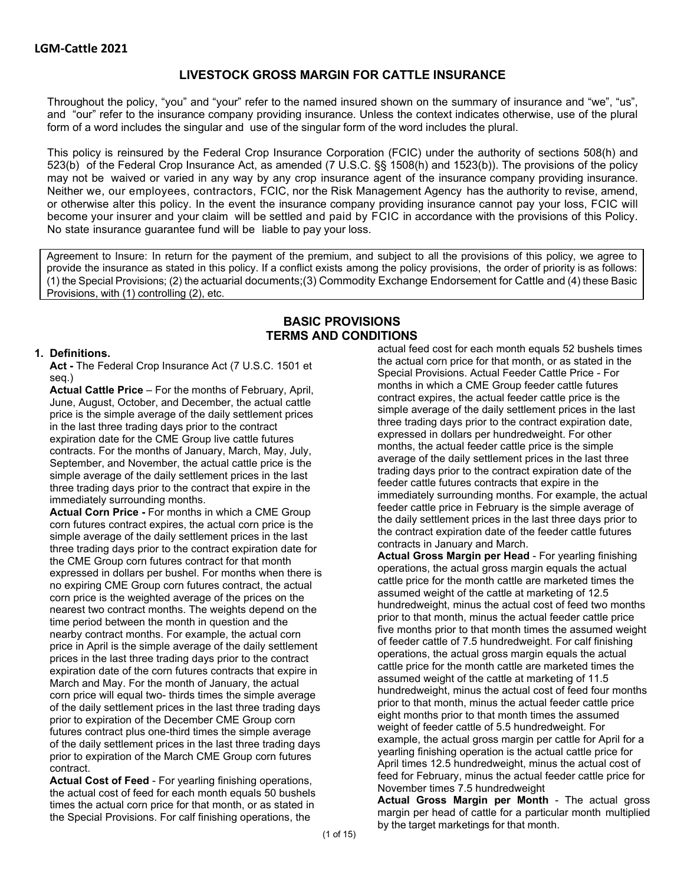**LGM-Cattle 2021**

# LIVESTOCK GROSS MARGIN FOR CATTLE INSURANCE

Throughout the policy, "you" and "your" refer to the named insured shown on the summary of insurance and "we", "us", and "our" refer to the insurance company providing insurance. Unless the context indicates otherwise, use of the plural form of a word includes the singular and use of the singular form of the word includes the plural.

This policy is reinsured by the Federal Crop Insurance Corporation (FCIC) under the authority of sections 508(h) and 523(b) of the Federal Crop Insurance Act, as amended (7 U.S.C. §§ 1508(h) and 1523(b)). The provisions of the policy may not be waived or varied in any way by any crop insurance agent of the insurance company providing insurance. Neither we, our employees, contractors, FCIC, nor the Risk Management Agency has the authority to revise, amend, or otherwise alter this policy. In the event the insurance company providing insurance cannot pay your loss, FCIC will become your insurer and your claim will be settled and paid by FCIC in accordance with the provisions of this Policy. No state insurance guarantee fund will be liable to pay your loss.

Agreement to Insure: In return for the payment of the premium, and subject to all the provisions of this policy, we agree to provide the insurance as stated in this policy. If a conflict exists among the policy provisions, the order of priority is as follows: (1) the Special Provisions; (2) the actuarial documents;(3) Commodity Exchange Endorsement for Cattle and (4) these Basic Provisions, with (1) controlling (2), etc.

## BASIC PROVISIONS
## TERMS AND CONDITIONS

**1. Definitions.**

**Act -** The Federal Crop Insurance Act (7 U.S.C. 1501 et seq.)

**Actual Cattle Price** – For the months of February, April, June, August, October, and December, the actual cattle price is the simple average of the daily settlement prices in the last three trading days prior to the contract expiration date for the CME Group live cattle futures contracts. For the months of January, March, May, July, September, and November, the actual cattle price is the simple average of the daily settlement prices in the last three trading days prior to the contract that expire in the immediately surrounding months.

**Actual Corn Price -** For months in which a CME Group corn futures contract expires, the actual corn price is the simple average of the daily settlement prices in the last three trading days prior to the contract expiration date for the CME Group corn futures contract for that month expressed in dollars per bushel. For months when there is no expiring CME Group corn futures contract, the actual corn price is the weighted average of the prices on the nearest two contract months. The weights depend on the time period between the month in question and the nearby contract months. For example, the actual corn price in April is the simple average of the daily settlement prices in the last three trading days prior to the contract expiration date of the corn futures contracts that expire in March and May. For the month of January, the actual corn price will equal two- thirds times the simple average of the daily settlement prices in the last three trading days prior to expiration of the December CME Group corn futures contract plus one-third times the simple average of the daily settlement prices in the last three trading days prior to expiration of the March CME Group corn futures contract.

**Actual Cost of Feed** - For yearling finishing operations, the actual cost of feed for each month equals 50 bushels times the actual corn price for that month, or as stated in the Special Provisions. For calf finishing operations, the actual feed cost for each month equals 52 bushels times the actual corn price for that month, or as stated in the Special Provisions. Actual Feeder Cattle Price - For months in which a CME Group feeder cattle futures contract expires, the actual feeder cattle price is the simple average of the daily settlement prices in the last three trading days prior to the contract expiration date, expressed in dollars per hundredweight. For other months, the actual feeder cattle price is the simple average of the daily settlement prices in the last three trading days prior to the contract expiration date of the feeder cattle futures contracts that expire in the immediately surrounding months. For example, the actual feeder cattle price in February is the simple average of the daily settlement prices in the last three days prior to the contract expiration date of the feeder cattle futures contracts in January and March.

**Actual Gross Margin per Head** - For yearling finishing operations, the actual gross margin equals the actual cattle price for the month cattle are marketed times the assumed weight of the cattle at marketing of 12.5 hundredweight, minus the actual cost of feed two months prior to that month, minus the actual feeder cattle price five months prior to that month times the assumed weight of feeder cattle of 7.5 hundredweight. For calf finishing operations, the actual gross margin equals the actual cattle price for the month cattle are marketed times the assumed weight of the cattle at marketing of 11.5 hundredweight, minus the actual cost of feed four months prior to that month, minus the actual feeder cattle price eight months prior to that month times the assumed weight of feeder cattle of 5.5 hundredweight. For example, the actual gross margin per cattle for April for a yearling finishing operation is the actual cattle price for April times 12.5 hundredweight, minus the actual cost of feed for February, minus the actual feeder cattle price for November times 7.5 hundredweight

**Actual Gross Margin per Month** - The actual gross margin per head of cattle for a particular month multiplied by the target marketings for that month.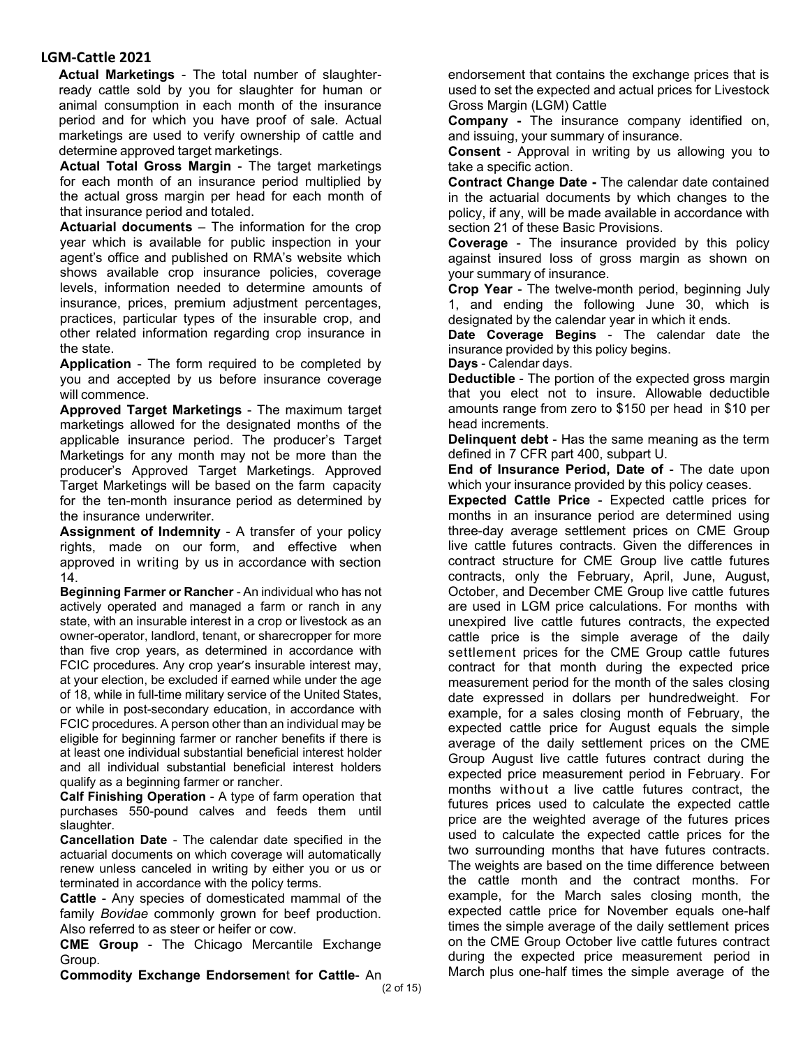## LGM-Cattle 2021

**Actual Marketings** - The total number of slaughter-ready cattle sold by you for slaughter for human or animal consumption in each month of the insurance period and for which you have proof of sale. Actual marketings are used to verify ownership of cattle and determine approved target marketings.

**Actual Total Gross Margin** - The target marketings for each month of an insurance period multiplied by the actual gross margin per head for each month of that insurance period and totaled.

**Actuarial documents** – The information for the crop year which is available for public inspection in your agent's office and published on RMA's website which shows available crop insurance policies, coverage levels, information needed to determine amounts of insurance, prices, premium adjustment percentages, practices, particular types of the insurable crop, and other related information regarding crop insurance in the state.

**Application** - The form required to be completed by you and accepted by us before insurance coverage will commence.

**Approved Target Marketings** - The maximum target marketings allowed for the designated months of the applicable insurance period. The producer's Target Marketings for any month may not be more than the producer's Approved Target Marketings. Approved Target Marketings will be based on the farm capacity for the ten-month insurance period as determined by the insurance underwriter.

**Assignment of Indemnity** - A transfer of your policy rights, made on our form, and effective when approved in writing by us in accordance with section 14.

**Beginning Farmer or Rancher** - An individual who has not actively operated and managed a farm or ranch in any state, with an insurable interest in a crop or livestock as an owner-operator, landlord, tenant, or sharecropper for more than five crop years, as determined in accordance with FCIC procedures. Any crop year's insurable interest may, at your election, be excluded if earned while under the age of 18, while in full-time military service of the United States, or while in post-secondary education, in accordance with FCIC procedures. A person other than an individual may be eligible for beginning farmer or rancher benefits if there is at least one individual substantial beneficial interest holder and all individual substantial beneficial interest holders qualify as a beginning farmer or rancher.

**Calf Finishing Operation** - A type of farm operation that purchases 550-pound calves and feeds them until slaughter.

**Cancellation Date** - The calendar date specified in the actuarial documents on which coverage will automatically renew unless canceled in writing by either you or us or terminated in accordance with the policy terms.

**Cattle** - Any species of domesticated mammal of the family *Bovidae* commonly grown for beef production. Also referred to as steer or heifer or cow.

**CME Group** - The Chicago Mercantile Exchange Group.

**Commodity Exchange Endorsement for Cattle**- An endorsement that contains the exchange prices that is used to set the expected and actual prices for Livestock Gross Margin (LGM) Cattle

**Company -** The insurance company identified on, and issuing, your summary of insurance.

**Consent** - Approval in writing by us allowing you to take a specific action.

**Contract Change Date -** The calendar date contained in the actuarial documents by which changes to the policy, if any, will be made available in accordance with section 21 of these Basic Provisions.

**Coverage** - The insurance provided by this policy against insured loss of gross margin as shown on your summary of insurance.

**Crop Year** - The twelve-month period, beginning July 1, and ending the following June 30, which is designated by the calendar year in which it ends.

**Date Coverage Begins** - The calendar date the insurance provided by this policy begins.

**Days** - Calendar days.

**Deductible** - The portion of the expected gross margin that you elect not to insure. Allowable deductible amounts range from zero to $150 per head in $10 per head increments.

**Delinquent debt** - Has the same meaning as the term defined in 7 CFR part 400, subpart U.

**End of Insurance Period, Date of** - The date upon which your insurance provided by this policy ceases.

**Expected Cattle Price** - Expected cattle prices for months in an insurance period are determined using three-day average settlement prices on CME Group live cattle futures contracts. Given the differences in contract structure for CME Group live cattle futures contracts, only the February, April, June, August, October, and December CME Group live cattle futures are used in LGM price calculations. For months with unexpired live cattle futures contracts, the expected cattle price is the simple average of the daily settlement prices for the CME Group cattle futures contract for that month during the expected price measurement period for the month of the sales closing date expressed in dollars per hundredweight. For example, for a sales closing month of February, the expected cattle price for August equals the simple average of the daily settlement prices on the CME Group August live cattle futures contract during the expected price measurement period in February. For months without a live cattle futures contract, the futures prices used to calculate the expected cattle price are the weighted average of the futures prices used to calculate the expected cattle prices for the two surrounding months that have futures contracts. The weights are based on the time difference between the cattle month and the contract months. For example, for the March sales closing month, the expected cattle price for November equals one-half times the simple average of the daily settlement prices on the CME Group October live cattle futures contract during the expected price measurement period in March plus one-half times the simple average of the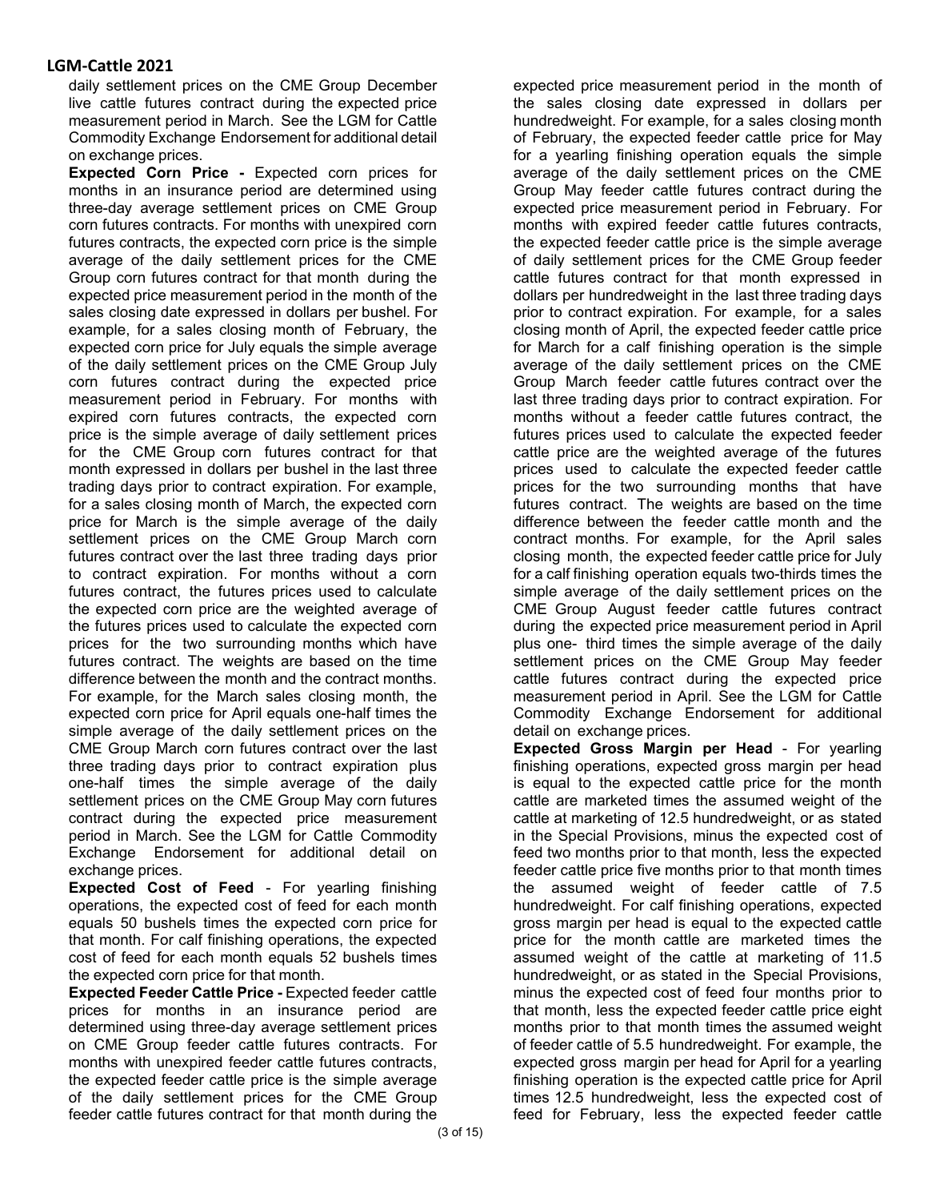daily settlement prices on the CME Group December live cattle futures contract during the expected price measurement period in March. See the LGM for Cattle Commodity Exchange Endorsement for additional detail on exchange prices.

**Expected Corn Price -** Expected corn prices for months in an insurance period are determined using three-day average settlement prices on CME Group corn futures contracts. For months with unexpired corn futures contracts, the expected corn price is the simple average of the daily settlement prices for the CME Group corn futures contract for that month during the expected price measurement period in the month of the sales closing date expressed in dollars per bushel. For example, for a sales closing month of February, the expected corn price for July equals the simple average of the daily settlement prices on the CME Group July corn futures contract during the expected price measurement period in February. For months with expired corn futures contracts, the expected corn price is the simple average of daily settlement prices for the CME Group corn futures contract for that month expressed in dollars per bushel in the last three trading days prior to contract expiration. For example, for a sales closing month of March, the expected corn price for March is the simple average of the daily settlement prices on the CME Group March corn futures contract over the last three trading days prior to contract expiration. For months without a corn futures contract, the futures prices used to calculate the expected corn price are the weighted average of the futures prices used to calculate the expected corn prices for the two surrounding months which have futures contract. The weights are based on the time difference between the month and the contract months. For example, for the March sales closing month, the expected corn price for April equals one-half times the simple average of the daily settlement prices on the CME Group March corn futures contract over the last three trading days prior to contract expiration plus one-half times the simple average of the daily settlement prices on the CME Group May corn futures contract during the expected price measurement period in March. See the LGM for Cattle Commodity Exchange Endorsement for additional detail on exchange prices.

**Expected Cost of Feed** - For yearling finishing operations, the expected cost of feed for each month equals 50 bushels times the expected corn price for that month. For calf finishing operations, the expected cost of feed for each month equals 52 bushels times the expected corn price for that month.

**Expected Feeder Cattle Price -** Expected feeder cattle prices for months in an insurance period are determined using three-day average settlement prices on CME Group feeder cattle futures contracts. For months with unexpired feeder cattle futures contracts, the expected feeder cattle price is the simple average of the daily settlement prices for the CME Group feeder cattle futures contract for that month during the expected price measurement period in the month of the sales closing date expressed in dollars per hundredweight. For example, for a sales closing month of February, the expected feeder cattle price for May for a yearling finishing operation equals the simple average of the daily settlement prices on the CME Group May feeder cattle futures contract during the expected price measurement period in February. For months with expired feeder cattle futures contracts, the expected feeder cattle price is the simple average of daily settlement prices for the CME Group feeder cattle futures contract for that month expressed in dollars per hundredweight in the last three trading days prior to contract expiration. For example, for a sales closing month of April, the expected feeder cattle price for March for a calf finishing operation is the simple average of the daily settlement prices on the CME Group March feeder cattle futures contract over the last three trading days prior to contract expiration. For months without a feeder cattle futures contract, the futures prices used to calculate the expected feeder cattle price are the weighted average of the futures prices used to calculate the expected feeder cattle prices for the two surrounding months that have futures contract. The weights are based on the time difference between the feeder cattle month and the contract months. For example, for the April sales closing month, the expected feeder cattle price for July for a calf finishing operation equals two-thirds times the simple average of the daily settlement prices on the CME Group August feeder cattle futures contract during the expected price measurement period in April plus one- third times the simple average of the daily settlement prices on the CME Group May feeder cattle futures contract during the expected price measurement period in April. See the LGM for Cattle Commodity Exchange Endorsement for additional detail on exchange prices.

**Expected Gross Margin per Head** - For yearling finishing operations, expected gross margin per head is equal to the expected cattle price for the month cattle are marketed times the assumed weight of the cattle at marketing of 12.5 hundredweight, or as stated in the Special Provisions, minus the expected cost of feed two months prior to that month, less the expected feeder cattle price five months prior to that month times the assumed weight of feeder cattle of 7.5 hundredweight. For calf finishing operations, expected gross margin per head is equal to the expected cattle price for the month cattle are marketed times the assumed weight of the cattle at marketing of 11.5 hundredweight, or as stated in the Special Provisions, minus the expected cost of feed four months prior to that month, less the expected feeder cattle price eight months prior to that month times the assumed weight of feeder cattle of 5.5 hundredweight. For example, the expected gross margin per head for April for a yearling finishing operation is the expected cattle price for April times 12.5 hundredweight, less the expected cost of feed for February, less the expected feeder cattle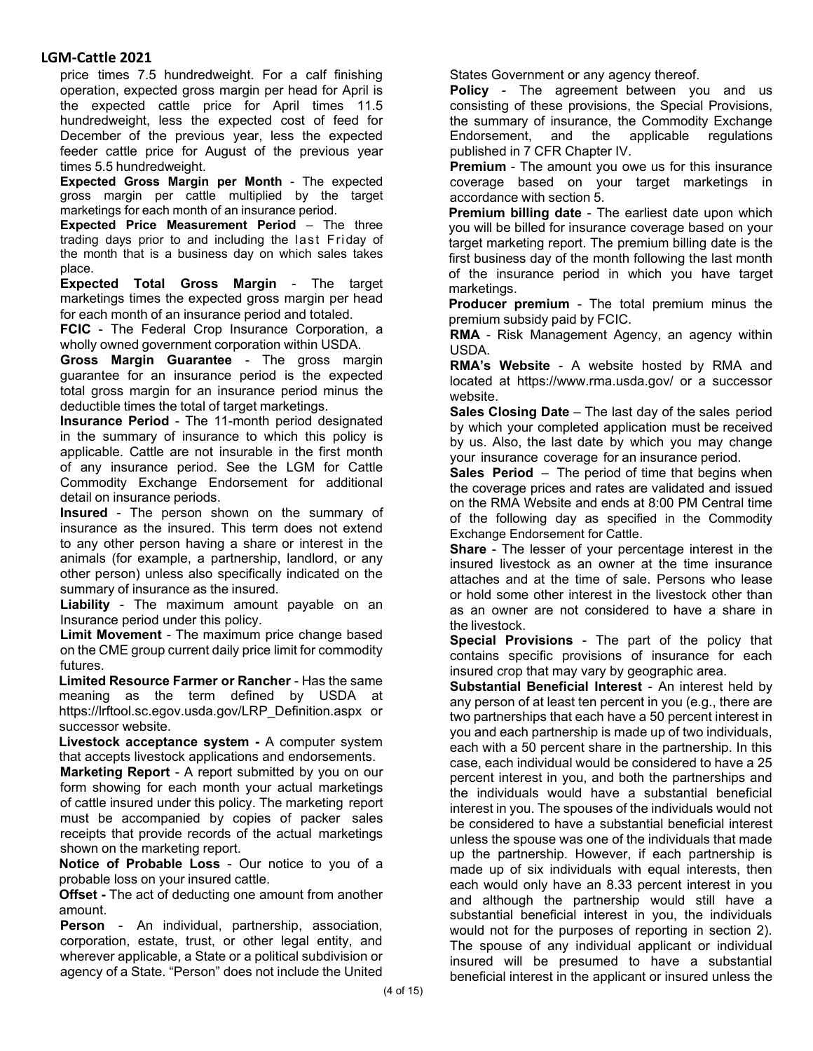price times 7.5 hundredweight. For a calf finishing operation, expected gross margin per head for April is the expected cattle price for April times 11.5 hundredweight, less the expected cost of feed for December of the previous year, less the expected feeder cattle price for August of the previous year times 5.5 hundredweight.

**Expected Gross Margin per Month** - The expected gross margin per cattle multiplied by the target marketings for each month of an insurance period.

**Expected Price Measurement Period** – The three trading days prior to and including the last Friday of the month that is a business day on which sales takes place.

**Expected Total Gross Margin** - The target marketings times the expected gross margin per head for each month of an insurance period and totaled.

**FCIC** - The Federal Crop Insurance Corporation, a wholly owned government corporation within USDA.

**Gross Margin Guarantee** - The gross margin guarantee for an insurance period is the expected total gross margin for an insurance period minus the deductible times the total of target marketings.

**Insurance Period** - The 11-month period designated in the summary of insurance to which this policy is applicable. Cattle are not insurable in the first month of any insurance period. See the LGM for Cattle Commodity Exchange Endorsement for additional detail on insurance periods.

**Insured** - The person shown on the summary of insurance as the insured. This term does not extend to any other person having a share or interest in the animals (for example, a partnership, landlord, or any other person) unless also specifically indicated on the summary of insurance as the insured.

**Liability** - The maximum amount payable on an Insurance period under this policy.

**Limit Movement** - The maximum price change based on the CME group current daily price limit for commodity futures.

**Limited Resource Farmer or Rancher** - Has the same meaning as the term defined by USDA at https://lrftool.sc.egov.usda.gov/LRP_Definition.aspx or successor website.

**Livestock acceptance system -** A computer system that accepts livestock applications and endorsements.

**Marketing Report** - A report submitted by you on our form showing for each month your actual marketings of cattle insured under this policy. The marketing report must be accompanied by copies of packer sales receipts that provide records of the actual marketings shown on the marketing report.

**Notice of Probable Loss** - Our notice to you of a probable loss on your insured cattle.

**Offset -** The act of deducting one amount from another amount.

**Person** - An individual, partnership, association, corporation, estate, trust, or other legal entity, and wherever applicable, a State or a political subdivision or agency of a State. "Person" does not include the United States Government or any agency thereof.

**Policy** - The agreement between you and us consisting of these provisions, the Special Provisions, the summary of insurance, the Commodity Exchange Endorsement, and the applicable regulations published in 7 CFR Chapter IV.

**Premium** - The amount you owe us for this insurance coverage based on your target marketings in accordance with section 5.

**Premium billing date** - The earliest date upon which you will be billed for insurance coverage based on your target marketing report. The premium billing date is the first business day of the month following the last month of the insurance period in which you have target marketings.

**Producer premium** - The total premium minus the premium subsidy paid by FCIC.

**RMA** - Risk Management Agency, an agency within USDA.

**RMA's Website** - A website hosted by RMA and located at https://www.rma.usda.gov/ or a successor website.

**Sales Closing Date** – The last day of the sales period by which your completed application must be received by us. Also, the last date by which you may change your insurance coverage for an insurance period.

**Sales Period** – The period of time that begins when the coverage prices and rates are validated and issued on the RMA Website and ends at 8:00 PM Central time of the following day as specified in the Commodity Exchange Endorsement for Cattle.

**Share** - The lesser of your percentage interest in the insured livestock as an owner at the time insurance attaches and at the time of sale. Persons who lease or hold some other interest in the livestock other than as an owner are not considered to have a share in the livestock.

**Special Provisions** - The part of the policy that contains specific provisions of insurance for each insured crop that may vary by geographic area.

**Substantial Beneficial Interest** - An interest held by any person of at least ten percent in you (e.g., there are two partnerships that each have a 50 percent interest in you and each partnership is made up of two individuals, each with a 50 percent share in the partnership. In this case, each individual would be considered to have a 25 percent interest in you, and both the partnerships and the individuals would have a substantial beneficial interest in you. The spouses of the individuals would not be considered to have a substantial beneficial interest unless the spouse was one of the individuals that made up the partnership. However, if each partnership is made up of six individuals with equal interests, then each would only have an 8.33 percent interest in you and although the partnership would still have a substantial beneficial interest in you, the individuals would not for the purposes of reporting in section 2). The spouse of any individual applicant or individual insured will be presumed to have a substantial beneficial interest in the applicant or insured unless the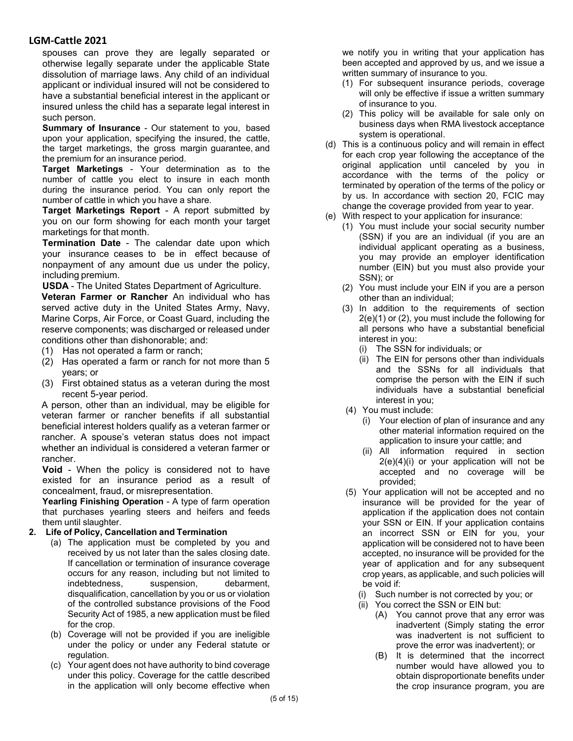spouses can prove they are legally separated or otherwise legally separate under the applicable State dissolution of marriage laws. Any child of an individual applicant or individual insured will not be considered to have a substantial beneficial interest in the applicant or insured unless the child has a separate legal interest in such person.

**Summary of Insurance** - Our statement to you, based upon your application, specifying the insured, the cattle, the target marketings, the gross margin guarantee, and the premium for an insurance period.

**Target Marketings** - Your determination as to the number of cattle you elect to insure in each month during the insurance period. You can only report the number of cattle in which you have a share.

**Target Marketings Report** - A report submitted by you on our form showing for each month your target marketings for that month.

**Termination Date** - The calendar date upon which your insurance ceases to be in effect because of nonpayment of any amount due us under the policy, including premium.

**USDA** - The United States Department of Agriculture.

**Veteran Farmer or Rancher** An individual who has served active duty in the United States Army, Navy, Marine Corps, Air Force, or Coast Guard, including the reserve components; was discharged or released under conditions other than dishonorable; and:

(1) Has not operated a farm or ranch;
(2) Has operated a farm or ranch for not more than 5 years; or
(3) First obtained status as a veteran during the most recent 5-year period.

A person, other than an individual, may be eligible for veteran farmer or rancher benefits if all substantial beneficial interest holders qualify as a veteran farmer or rancher. A spouse's veteran status does not impact whether an individual is considered a veteran farmer or rancher.

**Void** - When the policy is considered not to have existed for an insurance period as a result of concealment, fraud, or misrepresentation.

**Yearling Finishing Operation** - A type of farm operation that purchases yearling steers and heifers and feeds them until slaughter.

**2. Life of Policy, Cancellation and Termination**

(a) The application must be completed by you and received by us not later than the sales closing date. If cancellation or termination of insurance coverage occurs for any reason, including but not limited to indebtedness, suspension, debarment, disqualification, cancellation by you or us or violation of the controlled substance provisions of the Food Security Act of 1985, a new application must be filed for the crop.

(b) Coverage will not be provided if you are ineligible under the policy or under any Federal statute or regulation.

(c) Your agent does not have authority to bind coverage under this policy. Coverage for the cattle described in the application will only become effective when we notify you in writing that your application has been accepted and approved by us, and we issue a written summary of insurance to you.
   (1) For subsequent insurance periods, coverage will only be effective if issue a written summary of insurance to you.
   (2) This policy will be available for sale only on business days when RMA livestock acceptance system is operational.

(d) This is a continuous policy and will remain in effect for each crop year following the acceptance of the original application until canceled by you in accordance with the terms of the policy or terminated by operation of the terms of the policy or by us. In accordance with section 20, FCIC may change the coverage provided from year to year.

(e) With respect to your application for insurance:
   (1) You must include your social security number (SSN) if you are an individual (if you are an individual applicant operating as a business, you may provide an employer identification number (EIN) but you must also provide your SSN); or
   (2) You must include your EIN if you are a person other than an individual;
   (3) In addition to the requirements of section 2(e)(1) or (2), you must include the following for all persons who have a substantial beneficial interest in you:
      (i) The SSN for individuals; or
      (ii) The EIN for persons other than individuals and the SSNs for all individuals that comprise the person with the EIN if such individuals have a substantial beneficial interest in you;
   (4) You must include:
      (i) Your election of plan of insurance and any other material information required on the application to insure your cattle; and
      (ii) All information required in section 2(e)(4)(i) or your application will not be accepted and no coverage will be provided;
   (5) Your application will not be accepted and no insurance will be provided for the year of application if the application does not contain your SSN or EIN. If your application contains an incorrect SSN or EIN for you, your application will be considered not to have been accepted, no insurance will be provided for the year of application and for any subsequent crop years, as applicable, and such policies will be void if:
      (i) Such number is not corrected by you; or
      (ii) You correct the SSN or EIN but:
         (A) You cannot prove that any error was inadvertent (Simply stating the error was inadvertent is not sufficient to prove the error was inadvertent); or
         (B) It is determined that the incorrect number would have allowed you to obtain disproportionate benefits under the crop insurance program, you are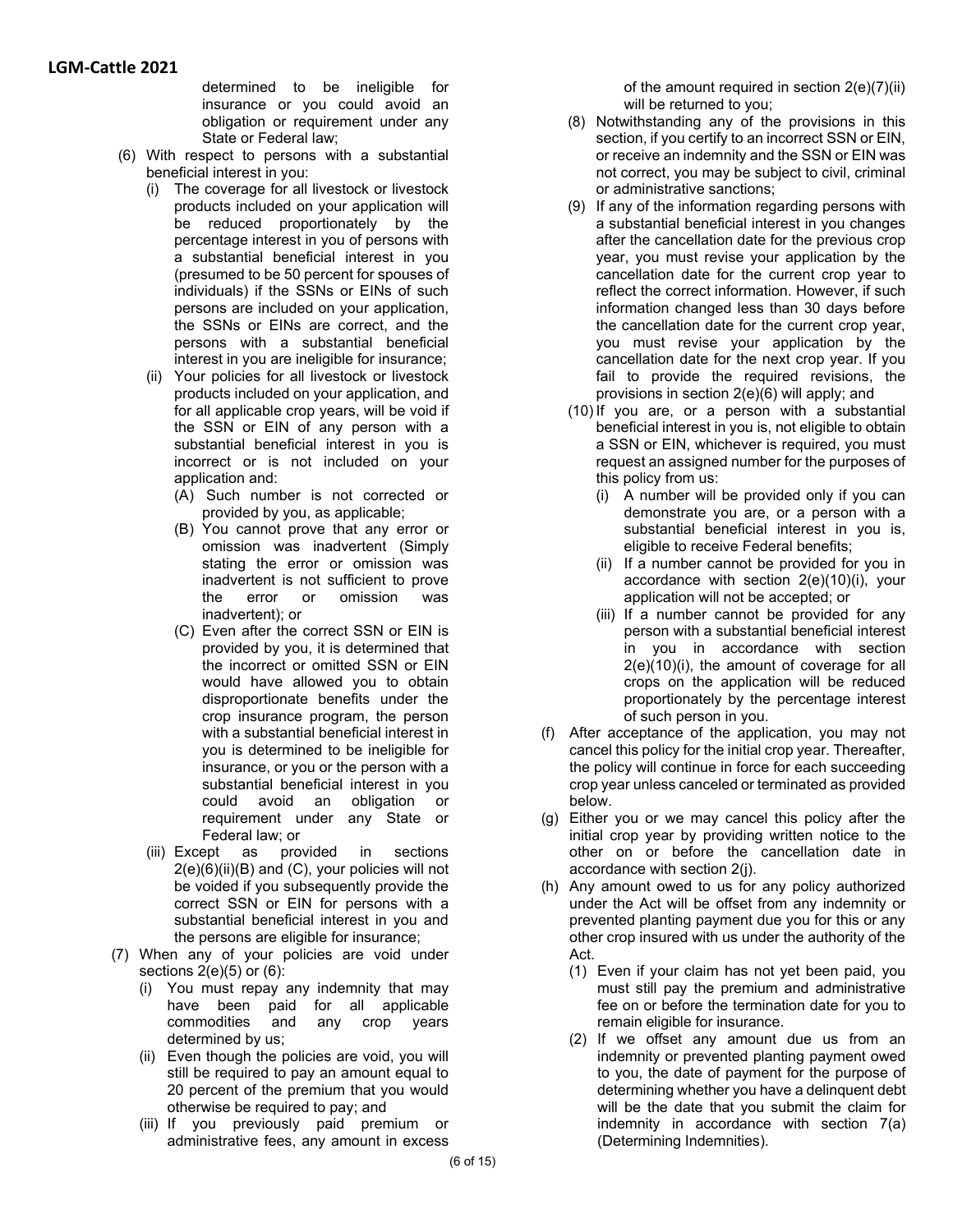determined to be ineligible for insurance or you could avoid an obligation or requirement under any State or Federal law;

(6) With respect to persons with a substantial beneficial interest in you:

(i) The coverage for all livestock or livestock products included on your application will be reduced proportionately by the percentage interest in you of persons with a substantial beneficial interest in you (presumed to be 50 percent for spouses of individuals) if the SSNs or EINs of such persons are included on your application, the SSNs or EINs are correct, and the persons with a substantial beneficial interest in you are ineligible for insurance;

(ii) Your policies for all livestock or livestock products included on your application, and for all applicable crop years, will be void if the SSN or EIN of any person with a substantial beneficial interest in you is incorrect or is not included on your application and:

(A) Such number is not corrected or provided by you, as applicable;

(B) You cannot prove that any error or omission was inadvertent (Simply stating the error or omission was inadvertent is not sufficient to prove the error or omission was inadvertent); or

(C) Even after the correct SSN or EIN is provided by you, it is determined that the incorrect or omitted SSN or EIN would have allowed you to obtain disproportionate benefits under the crop insurance program, the person with a substantial beneficial interest in you is determined to be ineligible for insurance, or you or the person with a substantial beneficial interest in you could avoid an obligation or requirement under any State or Federal law; or

(iii) Except as provided in sections 2(e)(6)(ii)(B) and (C), your policies will not be voided if you subsequently provide the correct SSN or EIN for persons with a substantial beneficial interest in you and the persons are eligible for insurance;

(7) When any of your policies are void under sections 2(e)(5) or (6):

(i) You must repay any indemnity that may have been paid for all applicable commodities and any crop years determined by us;

(ii) Even though the policies are void, you will still be required to pay an amount equal to 20 percent of the premium that you would otherwise be required to pay; and

(iii) If you previously paid premium or administrative fees, any amount in excess of the amount required in section 2(e)(7)(ii) will be returned to you;

(8) Notwithstanding any of the provisions in this section, if you certify to an incorrect SSN or EIN, or receive an indemnity and the SSN or EIN was not correct, you may be subject to civil, criminal or administrative sanctions;

(9) If any of the information regarding persons with a substantial beneficial interest in you changes after the cancellation date for the previous crop year, you must revise your application by the cancellation date for the current crop year to reflect the correct information. However, if such information changed less than 30 days before the cancellation date for the current crop year, you must revise your application by the cancellation date for the next crop year. If you fail to provide the required revisions, the provisions in section 2(e)(6) will apply; and

(10) If you are, or a person with a substantial beneficial interest in you is, not eligible to obtain a SSN or EIN, whichever is required, you must request an assigned number for the purposes of this policy from us:

(i) A number will be provided only if you can demonstrate you are, or a person with a substantial beneficial interest in you is, eligible to receive Federal benefits;

(ii) If a number cannot be provided for you in accordance with section 2(e)(10)(i), your application will not be accepted; or

(iii) If a number cannot be provided for any person with a substantial beneficial interest in you in accordance with section 2(e)(10)(i), the amount of coverage for all crops on the application will be reduced proportionately by the percentage interest of such person in you.

(f) After acceptance of the application, you may not cancel this policy for the initial crop year. Thereafter, the policy will continue in force for each succeeding crop year unless canceled or terminated as provided below.

(g) Either you or we may cancel this policy after the initial crop year by providing written notice to the other on or before the cancellation date in accordance with section 2(j).

(h) Any amount owed to us for any policy authorized under the Act will be offset from any indemnity or prevented planting payment due you for this or any other crop insured with us under the authority of the Act.

(1) Even if your claim has not yet been paid, you must still pay the premium and administrative fee on or before the termination date for you to remain eligible for insurance.

(2) If we offset any amount due us from an indemnity or prevented planting payment owed to you, the date of payment for the purpose of determining whether you have a delinquent debt will be the date that you submit the claim for indemnity in accordance with section 7(a) (Determining Indemnities).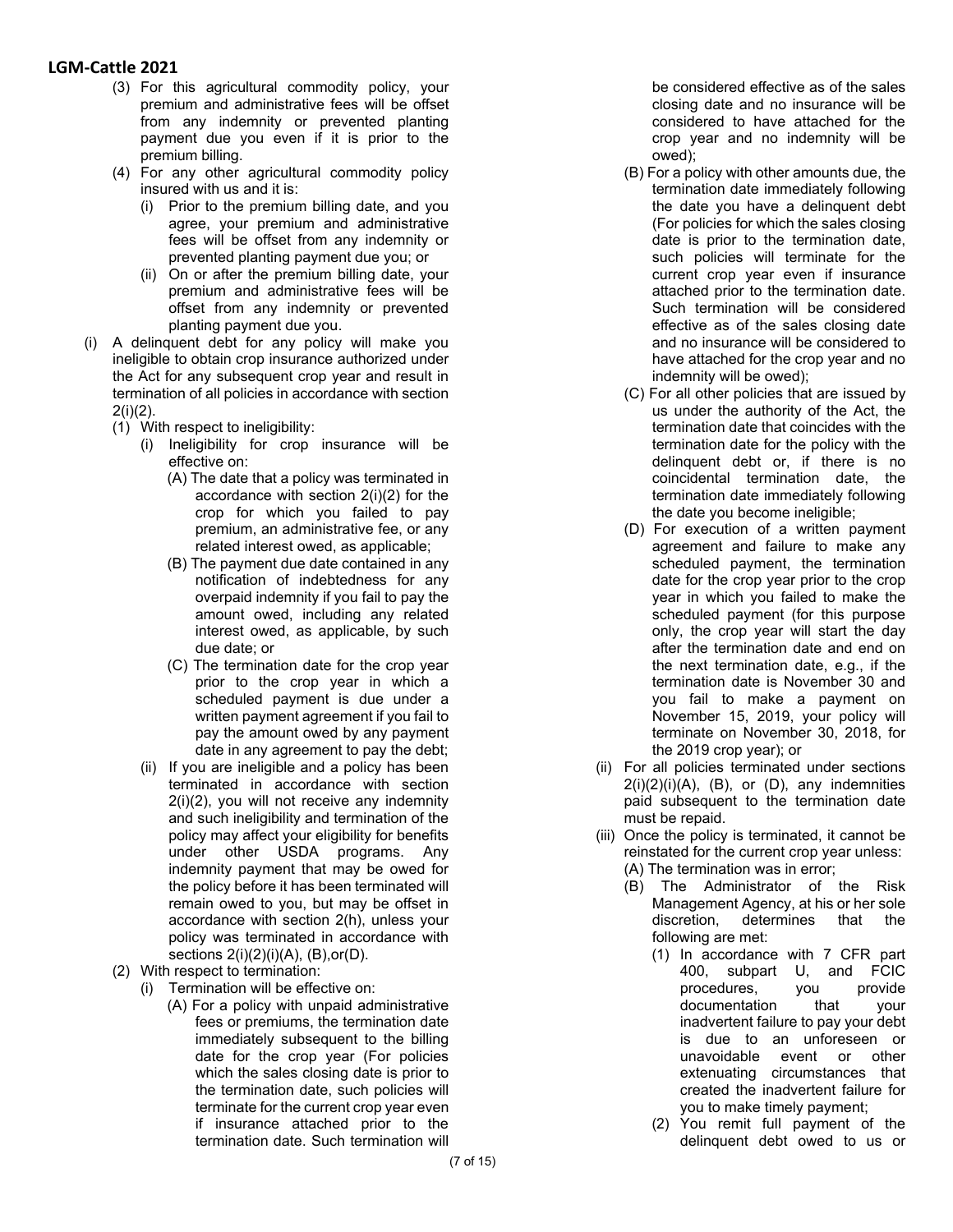(3) For this agricultural commodity policy, your premium and administrative fees will be offset from any indemnity or prevented planting payment due you even if it is prior to the premium billing.

(4) For any other agricultural commodity policy insured with us and it is:

   (i) Prior to the premium billing date, and you agree, your premium and administrative fees will be offset from any indemnity or prevented planting payment due you; or

   (ii) On or after the premium billing date, your premium and administrative fees will be offset from any indemnity or prevented planting payment due you.

(i) A delinquent debt for any policy will make you ineligible to obtain crop insurance authorized under the Act for any subsequent crop year and result in termination of all policies in accordance with section 2(i)(2).

   (1) With respect to ineligibility:

      (i) Ineligibility for crop insurance will be effective on:

         (A) The date that a policy was terminated in accordance with section 2(i)(2) for the crop for which you failed to pay premium, an administrative fee, or any related interest owed, as applicable;

         (B) The payment due date contained in any notification of indebtedness for any overpaid indemnity if you fail to pay the amount owed, including any related interest owed, as applicable, by such due date; or

         (C) The termination date for the crop year prior to the crop year in which a scheduled payment is due under a written payment agreement if you fail to pay the amount owed by any payment date in any agreement to pay the debt;

      (ii) If you are ineligible and a policy has been terminated in accordance with section 2(i)(2), you will not receive any indemnity and such ineligibility and termination of the policy may affect your eligibility for benefits under other USDA programs. Any indemnity payment that may be owed for the policy before it has been terminated will remain owed to you, but may be offset in accordance with section 2(h), unless your policy was terminated in accordance with sections 2(i)(2)(i)(A), (B),or(D).

   (2) With respect to termination:

      (i) Termination will be effective on:

         (A) For a policy with unpaid administrative fees or premiums, the termination date immediately subsequent to the billing date for the crop year (For policies which the sales closing date is prior to the termination date, such policies will terminate for the current crop year even if insurance attached prior to the termination date. Such termination will be considered effective as of the sales closing date and no insurance will be considered to have attached for the crop year and no indemnity will be owed);

         (B) For a policy with other amounts due, the termination date immediately following the date you have a delinquent debt (For policies for which the sales closing date is prior to the termination date, such policies will terminate for the current crop year even if insurance attached prior to the termination date. Such termination will be considered effective as of the sales closing date and no insurance will be considered to have attached for the crop year and no indemnity will be owed);

         (C) For all other policies that are issued by us under the authority of the Act, the termination date that coincides with the termination date for the policy with the delinquent debt or, if there is no coincidental termination date, the termination date immediately following the date you become ineligible;

         (D) For execution of a written payment agreement and failure to make any scheduled payment, the termination date for the crop year prior to the crop year in which you failed to make the scheduled payment (for this purpose only, the crop year will start the day after the termination date and end on the next termination date, e.g., if the termination date is November 30 and you fail to make a payment on November 15, 2019, your policy will terminate on November 30, 2018, for the 2019 crop year); or

      (ii) For all policies terminated under sections 2(i)(2)(i)(A), (B), or (D), any indemnities paid subsequent to the termination date must be repaid.

      (iii) Once the policy is terminated, it cannot be reinstated for the current crop year unless:

         (A) The termination was in error;

         (B) The Administrator of the Risk Management Agency, at his or her sole discretion, determines that the following are met:

            (1) In accordance with 7 CFR part 400, subpart U, and FCIC procedures, you provide documentation that your inadvertent failure to pay your debt is due to an unforeseen or unavoidable event or other extenuating circumstances that created the inadvertent failure for you to make timely payment;

            (2) You remit full payment of the delinquent debt owed to us or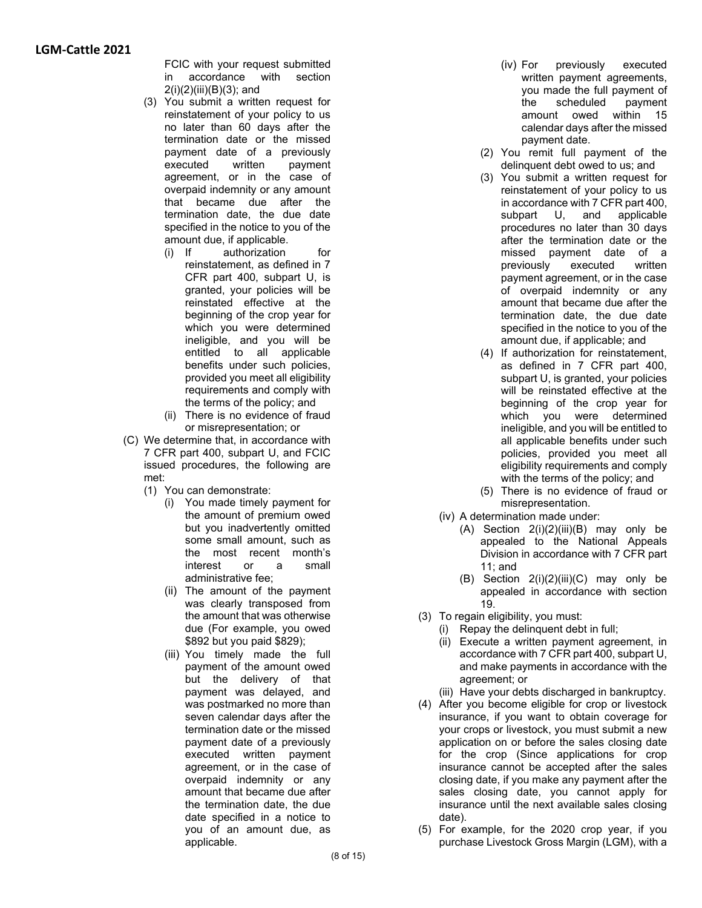FCIC with your request submitted in accordance with section 2(i)(2)(iii)(B)(3); and

(3) You submit a written request for reinstatement of your policy to us no later than 60 days after the termination date or the missed payment date of a previously executed written payment agreement, or in the case of overpaid indemnity or any amount that became due after the termination date, the due date specified in the notice to you of the amount due, if applicable.

   (i) If authorization for reinstatement, as defined in 7 CFR part 400, subpart U, is granted, your policies will be reinstated effective at the beginning of the crop year for which you were determined ineligible, and you will be entitled to all applicable benefits under such policies, provided you meet all eligibility requirements and comply with the terms of the policy; and

   (ii) There is no evidence of fraud or misrepresentation; or

(C) We determine that, in accordance with 7 CFR part 400, subpart U, and FCIC issued procedures, the following are met:

   (1) You can demonstrate:

      (i) You made timely payment for the amount of premium owed but you inadvertently omitted some small amount, such as the most recent month's interest or a small administrative fee;

      (ii) The amount of the payment was clearly transposed from the amount that was otherwise due (For example, you owed $892 but you paid $829);

      (iii) You timely made the full payment of the amount owed but the delivery of that payment was delayed, and was postmarked no more than seven calendar days after the termination date or the missed payment date of a previously executed written payment agreement, or in the case of overpaid indemnity or any amount that became due after the termination date, the due date specified in a notice to you of an amount due, as applicable.

      (iv) For previously executed written payment agreements, you made the full payment of the scheduled payment amount owed within 15 calendar days after the missed payment date.

   (2) You remit full payment of the delinquent debt owed to us; and

   (3) You submit a written request for reinstatement of your policy to us in accordance with 7 CFR part 400, subpart U, and applicable procedures no later than 30 days after the termination date or the missed payment date of a previously executed written payment agreement, or in the case of overpaid indemnity or any amount that became due after the termination date, the due date specified in the notice to you of the amount due, if applicable; and

   (4) If authorization for reinstatement, as defined in 7 CFR part 400, subpart U, is granted, your policies will be reinstated effective at the beginning of the crop year for which you were determined ineligible, and you will be entitled to all applicable benefits under such policies, provided you meet all eligibility requirements and comply with the terms of the policy; and

   (5) There is no evidence of fraud or misrepresentation.

(iv) A determination made under:

   (A) Section 2(i)(2)(iii)(B) may only be appealed to the National Appeals Division in accordance with 7 CFR part 11; and

   (B) Section 2(i)(2)(iii)(C) may only be appealed in accordance with section 19.

(3) To regain eligibility, you must:

   (i) Repay the delinquent debt in full;

   (ii) Execute a written payment agreement, in accordance with 7 CFR part 400, subpart U, and make payments in accordance with the agreement; or

   (iii) Have your debts discharged in bankruptcy.

(4) After you become eligible for crop or livestock insurance, if you want to obtain coverage for your crops or livestock, you must submit a new application on or before the sales closing date for the crop (Since applications for crop insurance cannot be accepted after the sales closing date, if you make any payment after the sales closing date, you cannot apply for insurance until the next available sales closing date).

(5) For example, for the 2020 crop year, if you purchase Livestock Gross Margin (LGM), with a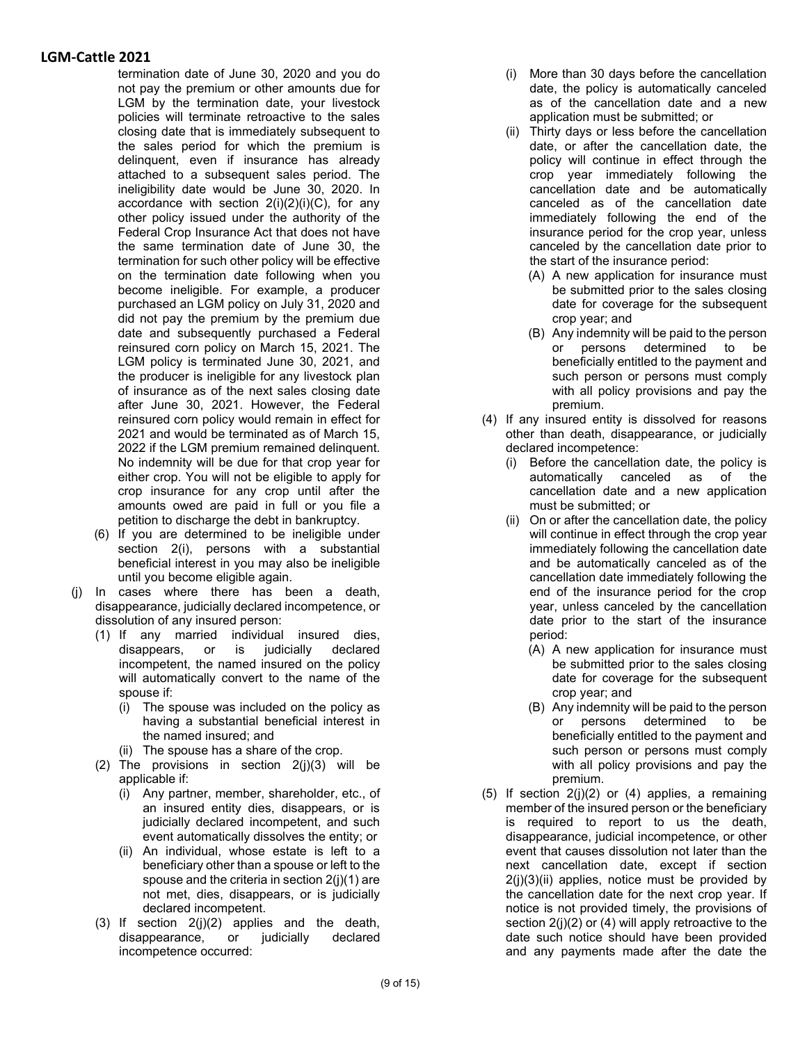termination date of June 30, 2020 and you do not pay the premium or other amounts due for LGM by the termination date, your livestock policies will terminate retroactive to the sales closing date that is immediately subsequent to the sales period for which the premium is delinquent, even if insurance has already attached to a subsequent sales period. The ineligibility date would be June 30, 2020. In accordance with section 2(i)(2)(i)(C), for any other policy issued under the authority of the Federal Crop Insurance Act that does not have the same termination date of June 30, the termination for such other policy will be effective on the termination date following when you become ineligible. For example, a producer purchased an LGM policy on July 31, 2020 and did not pay the premium by the premium due date and subsequently purchased a Federal reinsured corn policy on March 15, 2021. The LGM policy is terminated June 30, 2021, and the producer is ineligible for any livestock plan of insurance as of the next sales closing date after June 30, 2021. However, the Federal reinsured corn policy would remain in effect for 2021 and would be terminated as of March 15, 2022 if the LGM premium remained delinquent. No indemnity will be due for that crop year for either crop. You will not be eligible to apply for crop insurance for any crop until after the amounts owed are paid in full or you file a petition to discharge the debt in bankruptcy.

(6) If you are determined to be ineligible under section 2(i), persons with a substantial beneficial interest in you may also be ineligible until you become eligible again.

(j) In cases where there has been a death, disappearance, judicially declared incompetence, or dissolution of any insured person:

(1) If any married individual insured dies, disappears, or is judicially declared incompetent, the named insured on the policy will automatically convert to the name of the spouse if:

(i) The spouse was included on the policy as having a substantial beneficial interest in the named insured; and

(ii) The spouse has a share of the crop.

(2) The provisions in section 2(j)(3) will be applicable if:

(i) Any partner, member, shareholder, etc., of an insured entity dies, disappears, or is judicially declared incompetent, and such event automatically dissolves the entity; or

(ii) An individual, whose estate is left to a beneficiary other than a spouse or left to the spouse and the criteria in section 2(j)(1) are not met, dies, disappears, or is judicially declared incompetent.

(3) If section 2(j)(2) applies and the death, disappearance, or judicially declared incompetence occurred:

(i) More than 30 days before the cancellation date, the policy is automatically canceled as of the cancellation date and a new application must be submitted; or

(ii) Thirty days or less before the cancellation date, or after the cancellation date, the policy will continue in effect through the crop year immediately following the cancellation date and be automatically canceled as of the cancellation date immediately following the end of the insurance period for the crop year, unless canceled by the cancellation date prior to the start of the insurance period:

(A) A new application for insurance must be submitted prior to the sales closing date for coverage for the subsequent crop year; and

(B) Any indemnity will be paid to the person or persons determined to be beneficially entitled to the payment and such person or persons must comply with all policy provisions and pay the premium.

(4) If any insured entity is dissolved for reasons other than death, disappearance, or judicially declared incompetence:

(i) Before the cancellation date, the policy is automatically canceled as of the cancellation date and a new application must be submitted; or

(ii) On or after the cancellation date, the policy will continue in effect through the crop year immediately following the cancellation date and be automatically canceled as of the cancellation date immediately following the end of the insurance period for the crop year, unless canceled by the cancellation date prior to the start of the insurance period:

(A) A new application for insurance must be submitted prior to the sales closing date for coverage for the subsequent crop year; and

(B) Any indemnity will be paid to the person or persons determined to be beneficially entitled to the payment and such person or persons must comply with all policy provisions and pay the premium.

(5) If section 2(j)(2) or (4) applies, a remaining member of the insured person or the beneficiary is required to report to us the death, disappearance, judicial incompetence, or other event that causes dissolution not later than the next cancellation date, except if section 2(j)(3)(ii) applies, notice must be provided by the cancellation date for the next crop year. If notice is not provided timely, the provisions of section 2(j)(2) or (4) will apply retroactive to the date such notice should have been provided and any payments made after the date the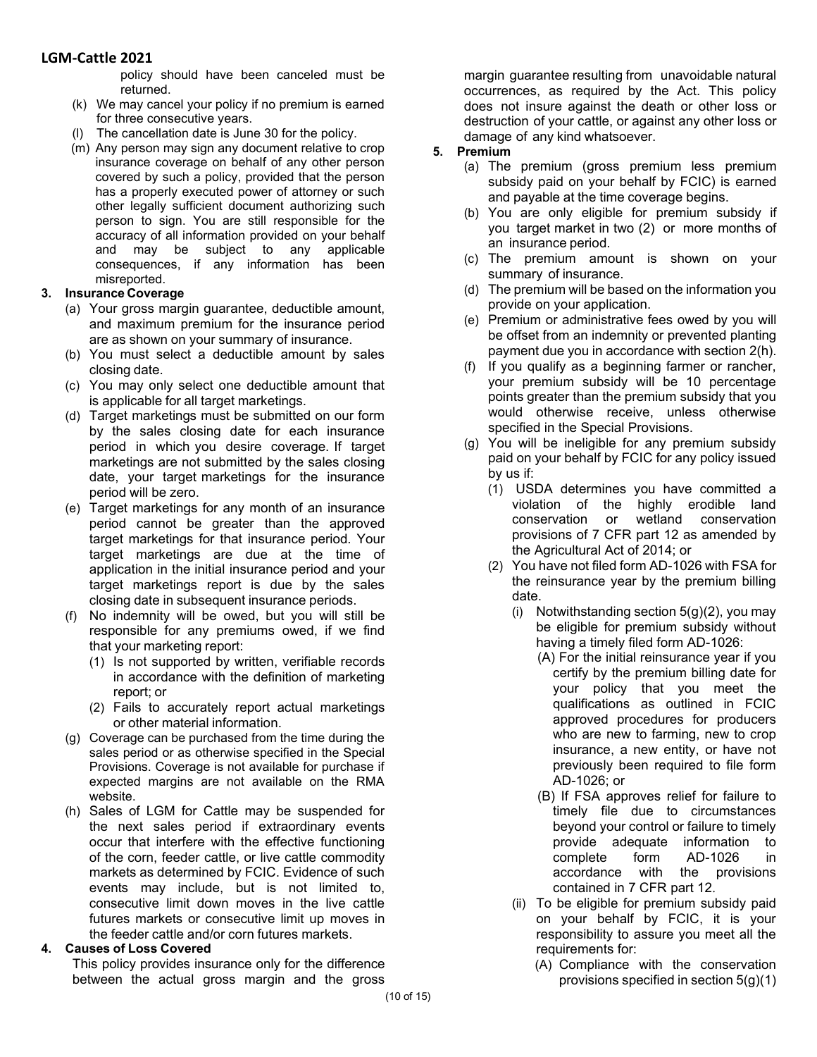policy should have been canceled must be returned.

(k) We may cancel your policy if no premium is earned for three consecutive years.

(l) The cancellation date is June 30 for the policy.

(m) Any person may sign any document relative to crop insurance coverage on behalf of any other person covered by such a policy, provided that the person has a properly executed power of attorney or such other legally sufficient document authorizing such person to sign. You are still responsible for the accuracy of all information provided on your behalf and may be subject to any applicable consequences, if any information has been misreported.

**3. Insurance Coverage**

(a) Your gross margin guarantee, deductible amount, and maximum premium for the insurance period are as shown on your summary of insurance.

(b) You must select a deductible amount by sales closing date.

(c) You may only select one deductible amount that is applicable for all target marketings.

(d) Target marketings must be submitted on our form by the sales closing date for each insurance period in which you desire coverage. If target marketings are not submitted by the sales closing date, your target marketings for the insurance period will be zero.

(e) Target marketings for any month of an insurance period cannot be greater than the approved target marketings for that insurance period. Your target marketings are due at the time of application in the initial insurance period and your target marketings report is due by the sales closing date in subsequent insurance periods.

(f) No indemnity will be owed, but you will still be responsible for any premiums owed, if we find that your marketing report:

(1) Is not supported by written, verifiable records in accordance with the definition of marketing report; or

(2) Fails to accurately report actual marketings or other material information.

(g) Coverage can be purchased from the time during the sales period or as otherwise specified in the Special Provisions. Coverage is not available for purchase if expected margins are not available on the RMA website.

(h) Sales of LGM for Cattle may be suspended for the next sales period if extraordinary events occur that interfere with the effective functioning of the corn, feeder cattle, or live cattle commodity markets as determined by FCIC. Evidence of such events may include, but is not limited to, consecutive limit down moves in the live cattle futures markets or consecutive limit up moves in the feeder cattle and/or corn futures markets.

**4. Causes of Loss Covered**

This policy provides insurance only for the difference between the actual gross margin and the gross margin guarantee resulting from unavoidable natural occurrences, as required by the Act. This policy does not insure against the death or other loss or destruction of your cattle, or against any other loss or damage of any kind whatsoever.

**5. Premium**

(a) The premium (gross premium less premium subsidy paid on your behalf by FCIC) is earned and payable at the time coverage begins.

(b) You are only eligible for premium subsidy if you target market in two (2) or more months of an insurance period.

(c) The premium amount is shown on your summary of insurance.

(d) The premium will be based on the information you provide on your application.

(e) Premium or administrative fees owed by you will be offset from an indemnity or prevented planting payment due you in accordance with section 2(h).

(f) If you qualify as a beginning farmer or rancher, your premium subsidy will be 10 percentage points greater than the premium subsidy that you would otherwise receive, unless otherwise specified in the Special Provisions.

(g) You will be ineligible for any premium subsidy paid on your behalf by FCIC for any policy issued by us if:

(1) USDA determines you have committed a violation of the highly erodible land conservation or wetland conservation provisions of 7 CFR part 12 as amended by the Agricultural Act of 2014; or

(2) You have not filed form AD-1026 with FSA for the reinsurance year by the premium billing date.

(i) Notwithstanding section 5(g)(2), you may be eligible for premium subsidy without having a timely filed form AD-1026:

(A) For the initial reinsurance year if you certify by the premium billing date for your policy that you meet the qualifications as outlined in FCIC approved procedures for producers who are new to farming, new to crop insurance, a new entity, or have not previously been required to file form AD-1026; or

(B) If FSA approves relief for failure to timely file due to circumstances beyond your control or failure to timely provide adequate information to complete form AD-1026 in accordance with the provisions contained in 7 CFR part 12.

(ii) To be eligible for premium subsidy paid on your behalf by FCIC, it is your responsibility to assure you meet all the requirements for:

(A) Compliance with the conservation provisions specified in section 5(g)(1)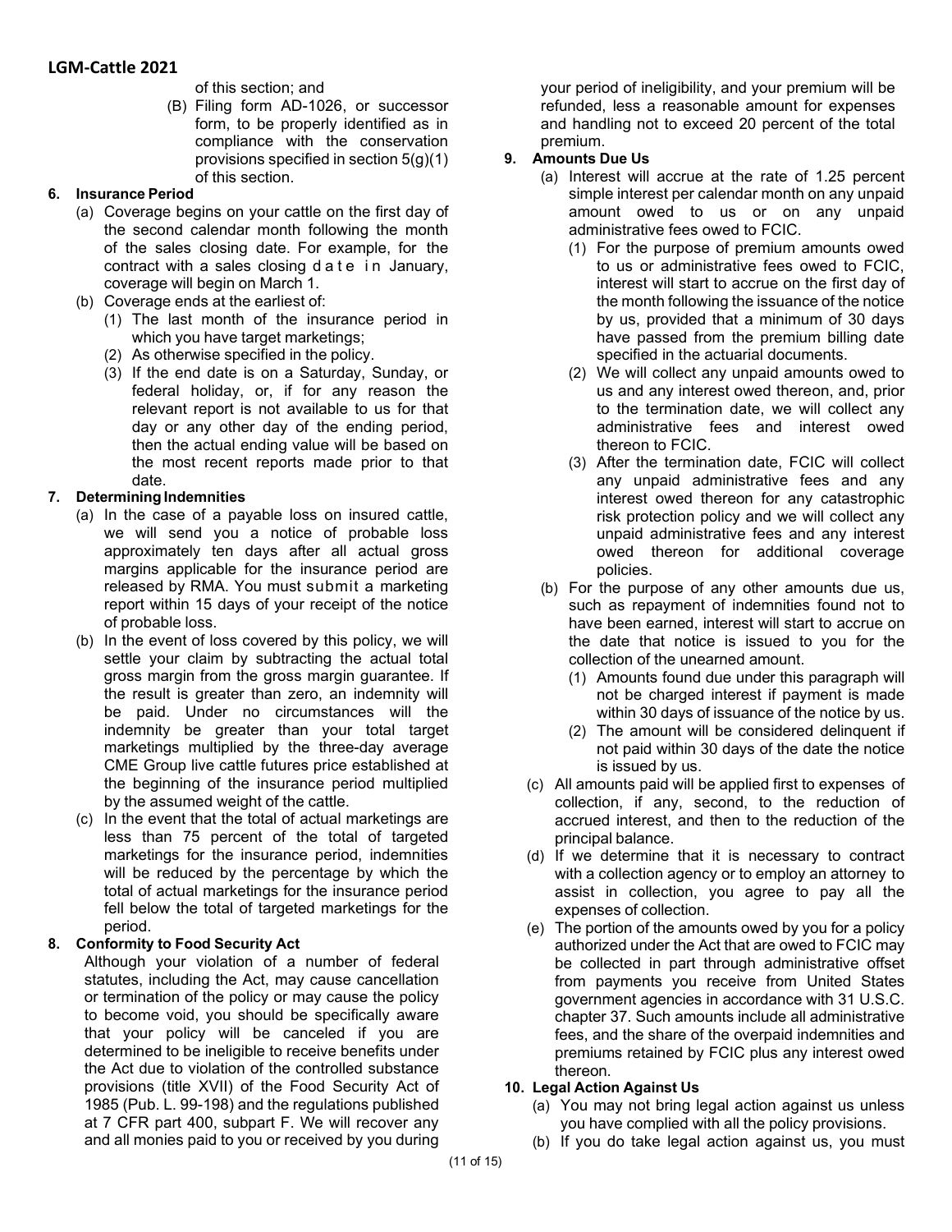of this section; and

(B) Filing form AD-1026, or successor form, to be properly identified as in compliance with the conservation provisions specified in section 5(g)(1) of this section.

**6. Insurance Period**

(a) Coverage begins on your cattle on the first day of the second calendar month following the month of the sales closing date. For example, for the contract with a sales closing date in January, coverage will begin on March 1.

(b) Coverage ends at the earliest of:

(1) The last month of the insurance period in which you have target marketings;

(2) As otherwise specified in the policy.

(3) If the end date is on a Saturday, Sunday, or federal holiday, or, if for any reason the relevant report is not available to us for that day or any other day of the ending period, then the actual ending value will be based on the most recent reports made prior to that date.

**7. Determining Indemnities**

(a) In the case of a payable loss on insured cattle, we will send you a notice of probable loss approximately ten days after all actual gross margins applicable for the insurance period are released by RMA. You must submit a marketing report within 15 days of your receipt of the notice of probable loss.

(b) In the event of loss covered by this policy, we will settle your claim by subtracting the actual total gross margin from the gross margin guarantee. If the result is greater than zero, an indemnity will be paid. Under no circumstances will the indemnity be greater than your total target marketings multiplied by the three-day average CME Group live cattle futures price established at the beginning of the insurance period multiplied by the assumed weight of the cattle.

(c) In the event that the total of actual marketings are less than 75 percent of the total of targeted marketings for the insurance period, indemnities will be reduced by the percentage by which the total of actual marketings for the insurance period fell below the total of targeted marketings for the period.

**8. Conformity to Food Security Act**

Although your violation of a number of federal statutes, including the Act, may cause cancellation or termination of the policy or may cause the policy to become void, you should be specifically aware that your policy will be canceled if you are determined to be ineligible to receive benefits under the Act due to violation of the controlled substance provisions (title XVII) of the Food Security Act of 1985 (Pub. L. 99-198) and the regulations published at 7 CFR part 400, subpart F. We will recover any and all monies paid to you or received by you during your period of ineligibility, and your premium will be refunded, less a reasonable amount for expenses and handling not to exceed 20 percent of the total premium.

**9. Amounts Due Us**

(a) Interest will accrue at the rate of 1.25 percent simple interest per calendar month on any unpaid amount owed to us or on any unpaid administrative fees owed to FCIC.

(1) For the purpose of premium amounts owed to us or administrative fees owed to FCIC, interest will start to accrue on the first day of the month following the issuance of the notice by us, provided that a minimum of 30 days have passed from the premium billing date specified in the actuarial documents.

(2) We will collect any unpaid amounts owed to us and any interest owed thereon, and, prior to the termination date, we will collect any administrative fees and interest owed thereon to FCIC.

(3) After the termination date, FCIC will collect any unpaid administrative fees and any interest owed thereon for any catastrophic risk protection policy and we will collect any unpaid administrative fees and any interest owed thereon for additional coverage policies.

(b) For the purpose of any other amounts due us, such as repayment of indemnities found not to have been earned, interest will start to accrue on the date that notice is issued to you for the collection of the unearned amount.

(1) Amounts found due under this paragraph will not be charged interest if payment is made within 30 days of issuance of the notice by us.

(2) The amount will be considered delinquent if not paid within 30 days of the date the notice is issued by us.

(c) All amounts paid will be applied first to expenses of collection, if any, second, to the reduction of accrued interest, and then to the reduction of the principal balance.

(d) If we determine that it is necessary to contract with a collection agency or to employ an attorney to assist in collection, you agree to pay all the expenses of collection.

(e) The portion of the amounts owed by you for a policy authorized under the Act that are owed to FCIC may be collected in part through administrative offset from payments you receive from United States government agencies in accordance with 31 U.S.C. chapter 37. Such amounts include all administrative fees, and the share of the overpaid indemnities and premiums retained by FCIC plus any interest owed thereon.

**10. Legal Action Against Us**

(a) You may not bring legal action against us unless you have complied with all the policy provisions.

(b) If you do take legal action against us, you must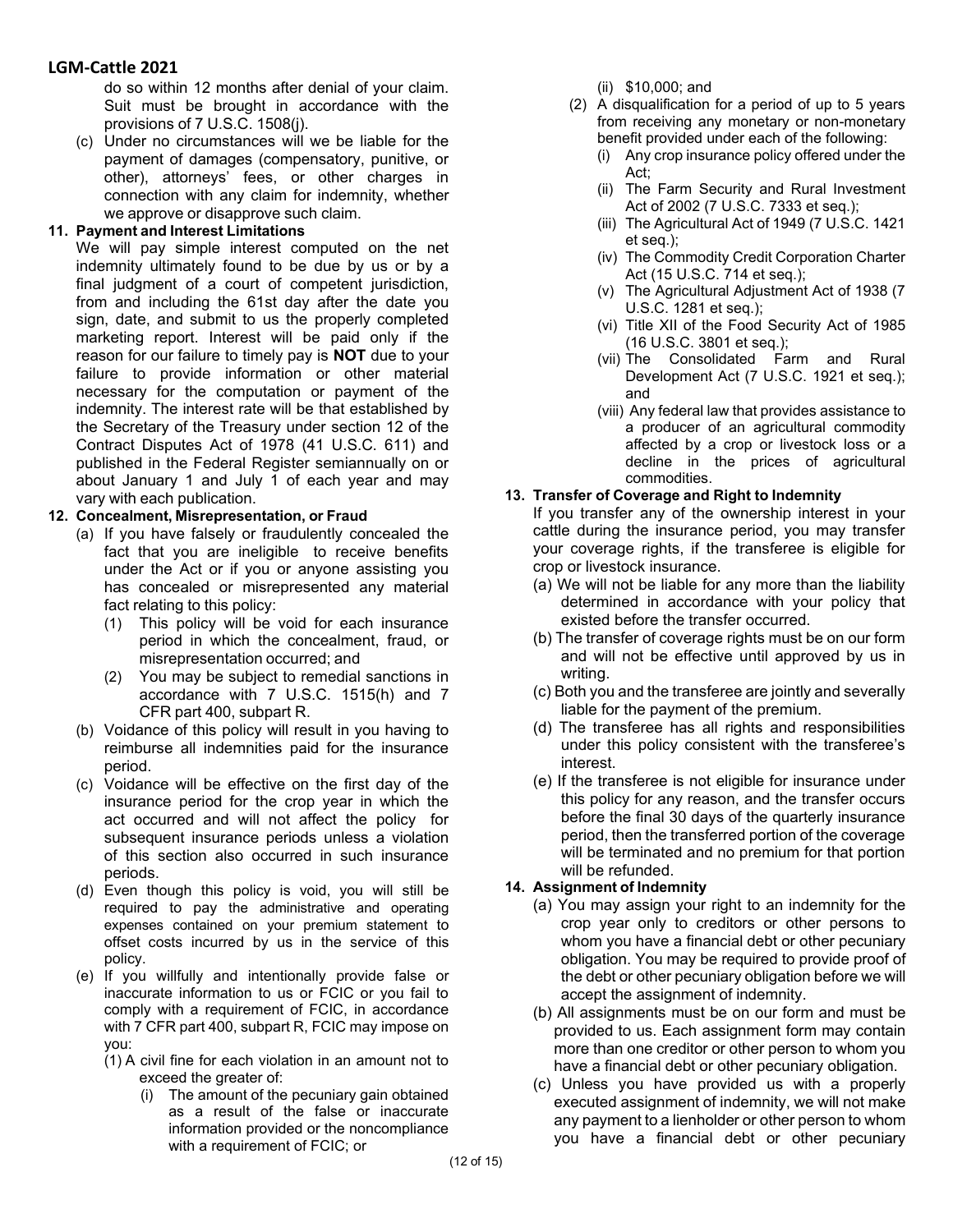do so within 12 months after denial of your claim. Suit must be brought in accordance with the provisions of 7 U.S.C. 1508(j).

(c) Under no circumstances will we be liable for the payment of damages (compensatory, punitive, or other), attorneys' fees, or other charges in connection with any claim for indemnity, whether we approve or disapprove such claim.

**11. Payment and Interest Limitations**

We will pay simple interest computed on the net indemnity ultimately found to be due by us or by a final judgment of a court of competent jurisdiction, from and including the 61st day after the date you sign, date, and submit to us the properly completed marketing report. Interest will be paid only if the reason for our failure to timely pay is **NOT** due to your failure to provide information or other material necessary for the computation or payment of the indemnity. The interest rate will be that established by the Secretary of the Treasury under section 12 of the Contract Disputes Act of 1978 (41 U.S.C. 611) and published in the Federal Register semiannually on or about January 1 and July 1 of each year and may vary with each publication.

**12. Concealment, Misrepresentation, or Fraud**

(a) If you have falsely or fraudulently concealed the fact that you are ineligible to receive benefits under the Act or if you or anyone assisting you has concealed or misrepresented any material fact relating to this policy:

(1) This policy will be void for each insurance period in which the concealment, fraud, or misrepresentation occurred; and

(2) You may be subject to remedial sanctions in accordance with 7 U.S.C. 1515(h) and 7 CFR part 400, subpart R.

(b) Voidance of this policy will result in you having to reimburse all indemnities paid for the insurance period.

(c) Voidance will be effective on the first day of the insurance period for the crop year in which the act occurred and will not affect the policy for subsequent insurance periods unless a violation of this section also occurred in such insurance periods.

(d) Even though this policy is void, you will still be required to pay the administrative and operating expenses contained on your premium statement to offset costs incurred by us in the service of this policy.

(e) If you willfully and intentionally provide false or inaccurate information to us or FCIC or you fail to comply with a requirement of FCIC, in accordance with 7 CFR part 400, subpart R, FCIC may impose on you:

(1) A civil fine for each violation in an amount not to exceed the greater of:

(i) The amount of the pecuniary gain obtained as a result of the false or inaccurate information provided or the noncompliance with a requirement of FCIC; or

(ii) $10,000; and

(2) A disqualification for a period of up to 5 years from receiving any monetary or non-monetary benefit provided under each of the following:

(i) Any crop insurance policy offered under the Act;

(ii) The Farm Security and Rural Investment Act of 2002 (7 U.S.C. 7333 et seq.);

(iii) The Agricultural Act of 1949 (7 U.S.C. 1421 et seq.);

(iv) The Commodity Credit Corporation Charter Act (15 U.S.C. 714 et seq.);

(v) The Agricultural Adjustment Act of 1938 (7 U.S.C. 1281 et seq.);

(vi) Title XII of the Food Security Act of 1985 (16 U.S.C. 3801 et seq.);

(vii) The Consolidated Farm and Rural Development Act (7 U.S.C. 1921 et seq.); and

(viii) Any federal law that provides assistance to a producer of an agricultural commodity affected by a crop or livestock loss or a decline in the prices of agricultural commodities.

**13. Transfer of Coverage and Right to Indemnity**

If you transfer any of the ownership interest in your cattle during the insurance period, you may transfer your coverage rights, if the transferee is eligible for crop or livestock insurance.

(a) We will not be liable for any more than the liability determined in accordance with your policy that existed before the transfer occurred.

(b) The transfer of coverage rights must be on our form and will not be effective until approved by us in writing.

(c) Both you and the transferee are jointly and severally liable for the payment of the premium.

(d) The transferee has all rights and responsibilities under this policy consistent with the transferee's interest.

(e) If the transferee is not eligible for insurance under this policy for any reason, and the transfer occurs before the final 30 days of the quarterly insurance period, then the transferred portion of the coverage will be terminated and no premium for that portion will be refunded.

**14. Assignment of Indemnity**

(a) You may assign your right to an indemnity for the crop year only to creditors or other persons to whom you have a financial debt or other pecuniary obligation. You may be required to provide proof of the debt or other pecuniary obligation before we will accept the assignment of indemnity.

(b) All assignments must be on our form and must be provided to us. Each assignment form may contain more than one creditor or other person to whom you have a financial debt or other pecuniary obligation.

(c) Unless you have provided us with a properly executed assignment of indemnity, we will not make any payment to a lienholder or other person to whom you have a financial debt or other pecuniary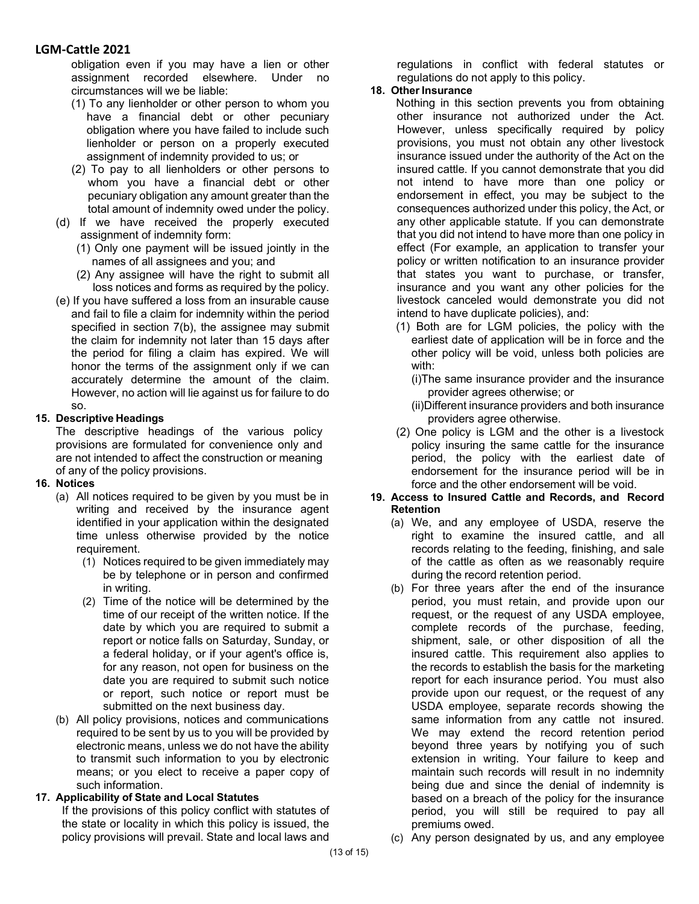obligation even if you may have a lien or other assignment recorded elsewhere. Under no circumstances will we be liable:

(1) To any lienholder or other person to whom you have a financial debt or other pecuniary obligation where you have failed to include such lienholder or person on a properly executed assignment of indemnity provided to us; or

(2) To pay to all lienholders or other persons to whom you have a financial debt or other pecuniary obligation any amount greater than the total amount of indemnity owed under the policy.

(d) If we have received the properly executed assignment of indemnity form:

(1) Only one payment will be issued jointly in the names of all assignees and you; and

(2) Any assignee will have the right to submit all loss notices and forms as required by the policy.

(e) If you have suffered a loss from an insurable cause and fail to file a claim for indemnity within the period specified in section 7(b), the assignee may submit the claim for indemnity not later than 15 days after the period for filing a claim has expired. We will honor the terms of the assignment only if we can accurately determine the amount of the claim. However, no action will lie against us for failure to do so.

**15. Descriptive Headings**

The descriptive headings of the various policy provisions are formulated for convenience only and are not intended to affect the construction or meaning of any of the policy provisions.

**16. Notices**

(a) All notices required to be given by you must be in writing and received by the insurance agent identified in your application within the designated time unless otherwise provided by the notice requirement.

(1) Notices required to be given immediately may be by telephone or in person and confirmed in writing.

(2) Time of the notice will be determined by the time of our receipt of the written notice. If the date by which you are required to submit a report or notice falls on Saturday, Sunday, or a federal holiday, or if your agent's office is, for any reason, not open for business on the date you are required to submit such notice or report, such notice or report must be submitted on the next business day.

(b) All policy provisions, notices and communications required to be sent by us to you will be provided by electronic means, unless we do not have the ability to transmit such information to you by electronic means; or you elect to receive a paper copy of such information.

**17. Applicability of State and Local Statutes**

If the provisions of this policy conflict with statutes of the state or locality in which this policy is issued, the policy provisions will prevail. State and local laws and regulations in conflict with federal statutes or regulations do not apply to this policy.

**18. Other Insurance**

Nothing in this section prevents you from obtaining other insurance not authorized under the Act. However, unless specifically required by policy provisions, you must not obtain any other livestock insurance issued under the authority of the Act on the insured cattle. If you cannot demonstrate that you did not intend to have more than one policy or endorsement in effect, you may be subject to the consequences authorized under this policy, the Act, or any other applicable statute. If you can demonstrate that you did not intend to have more than one policy in effect (For example, an application to transfer your policy or written notification to an insurance provider that states you want to purchase, or transfer, insurance and you want any other policies for the livestock canceled would demonstrate you did not intend to have duplicate policies), and:

(1) Both are for LGM policies, the policy with the earliest date of application will be in force and the other policy will be void, unless both policies are with:

(i)The same insurance provider and the insurance provider agrees otherwise; or

(ii)Different insurance providers and both insurance providers agree otherwise.

(2) One policy is LGM and the other is a livestock policy insuring the same cattle for the insurance period, the policy with the earliest date of endorsement for the insurance period will be in force and the other endorsement will be void.

**19. Access to Insured Cattle and Records, and Record Retention**

(a) We, and any employee of USDA, reserve the right to examine the insured cattle, and all records relating to the feeding, finishing, and sale of the cattle as often as we reasonably require during the record retention period.

(b) For three years after the end of the insurance period, you must retain, and provide upon our request, or the request of any USDA employee, complete records of the purchase, feeding, shipment, sale, or other disposition of all the insured cattle. This requirement also applies to the records to establish the basis for the marketing report for each insurance period. You must also provide upon our request, or the request of any USDA employee, separate records showing the same information from any cattle not insured. We may extend the record retention period beyond three years by notifying you of such extension in writing. Your failure to keep and maintain such records will result in no indemnity being due and since the denial of indemnity is based on a breach of the policy for the insurance period, you will still be required to pay all premiums owed.

(c) Any person designated by us, and any employee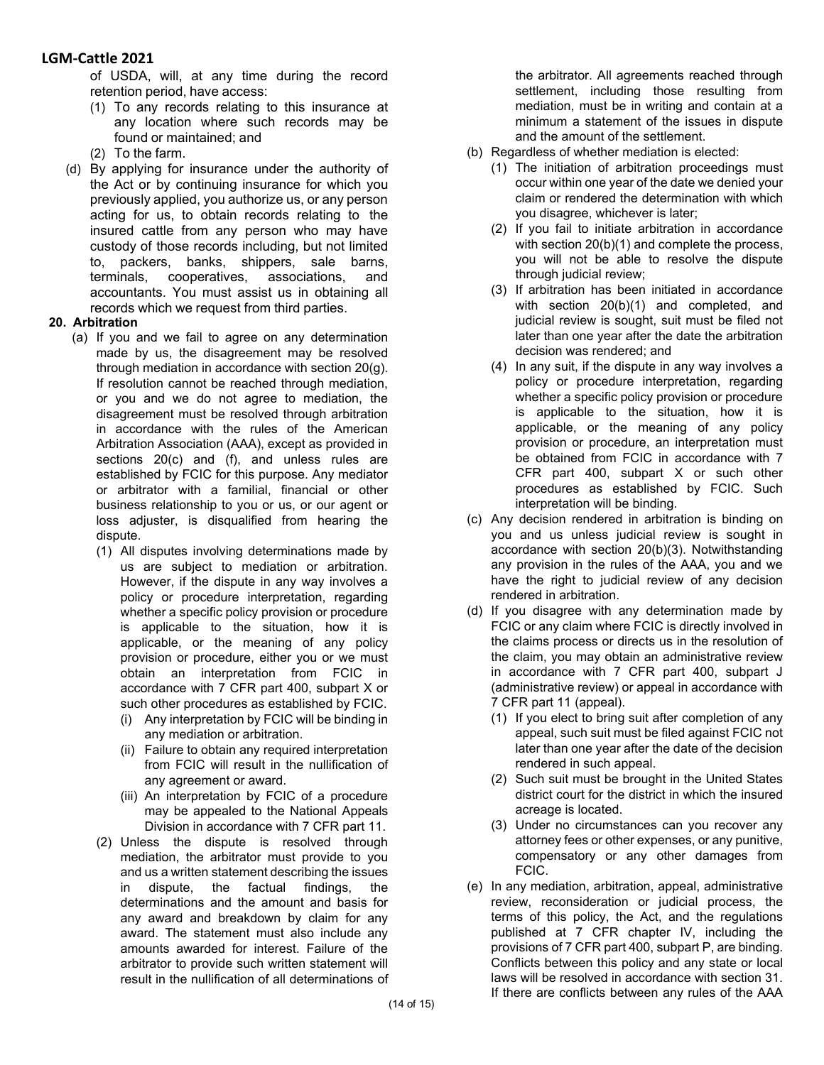of USDA, will, at any time during the record retention period, have access:

(1) To any records relating to this insurance at any location where such records may be found or maintained; and

(2) To the farm.

(d) By applying for insurance under the authority of the Act or by continuing insurance for which you previously applied, you authorize us, or any person acting for us, to obtain records relating to the insured cattle from any person who may have custody of those records including, but not limited to, packers, banks, shippers, sale barns, terminals, cooperatives, associations, and accountants. You must assist us in obtaining all records which we request from third parties.

**20. Arbitration**

(a) If you and we fail to agree on any determination made by us, the disagreement may be resolved through mediation in accordance with section 20(g). If resolution cannot be reached through mediation, or you and we do not agree to mediation, the disagreement must be resolved through arbitration in accordance with the rules of the American Arbitration Association (AAA), except as provided in sections 20(c) and (f), and unless rules are established by FCIC for this purpose. Any mediator or arbitrator with a familial, financial or other business relationship to you or us, or our agent or loss adjuster, is disqualified from hearing the dispute.

(1) All disputes involving determinations made by us are subject to mediation or arbitration. However, if the dispute in any way involves a policy or procedure interpretation, regarding whether a specific policy provision or procedure is applicable to the situation, how it is applicable, or the meaning of any policy provision or procedure, either you or we must obtain an interpretation from FCIC in accordance with 7 CFR part 400, subpart X or such other procedures as established by FCIC.

(i) Any interpretation by FCIC will be binding in any mediation or arbitration.

(ii) Failure to obtain any required interpretation from FCIC will result in the nullification of any agreement or award.

(iii) An interpretation by FCIC of a procedure may be appealed to the National Appeals Division in accordance with 7 CFR part 11.

(2) Unless the dispute is resolved through mediation, the arbitrator must provide to you and us a written statement describing the issues in dispute, the factual findings, the determinations and the amount and basis for any award and breakdown by claim for any award. The statement must also include any amounts awarded for interest. Failure of the arbitrator to provide such written statement will result in the nullification of all determinations of the arbitrator. All agreements reached through settlement, including those resulting from mediation, must be in writing and contain at a minimum a statement of the issues in dispute and the amount of the settlement.

(b) Regardless of whether mediation is elected:

(1) The initiation of arbitration proceedings must occur within one year of the date we denied your claim or rendered the determination with which you disagree, whichever is later;

(2) If you fail to initiate arbitration in accordance with section 20(b)(1) and complete the process, you will not be able to resolve the dispute through judicial review;

(3) If arbitration has been initiated in accordance with section 20(b)(1) and completed, and judicial review is sought, suit must be filed not later than one year after the date the arbitration decision was rendered; and

(4) In any suit, if the dispute in any way involves a policy or procedure interpretation, regarding whether a specific policy provision or procedure is applicable to the situation, how it is applicable, or the meaning of any policy provision or procedure, an interpretation must be obtained from FCIC in accordance with 7 CFR part 400, subpart X or such other procedures as established by FCIC. Such interpretation will be binding.

(c) Any decision rendered in arbitration is binding on you and us unless judicial review is sought in accordance with section 20(b)(3). Notwithstanding any provision in the rules of the AAA, you and we have the right to judicial review of any decision rendered in arbitration.

(d) If you disagree with any determination made by FCIC or any claim where FCIC is directly involved in the claims process or directs us in the resolution of the claim, you may obtain an administrative review in accordance with 7 CFR part 400, subpart J (administrative review) or appeal in accordance with 7 CFR part 11 (appeal).

(1) If you elect to bring suit after completion of any appeal, such suit must be filed against FCIC not later than one year after the date of the decision rendered in such appeal.

(2) Such suit must be brought in the United States district court for the district in which the insured acreage is located.

(3) Under no circumstances can you recover any attorney fees or other expenses, or any punitive, compensatory or any other damages from FCIC.

(e) In any mediation, arbitration, appeal, administrative review, reconsideration or judicial process, the terms of this policy, the Act, and the regulations published at 7 CFR chapter IV, including the provisions of 7 CFR part 400, subpart P, are binding. Conflicts between this policy and any state or local laws will be resolved in accordance with section 31. If there are conflicts between any rules of the AAA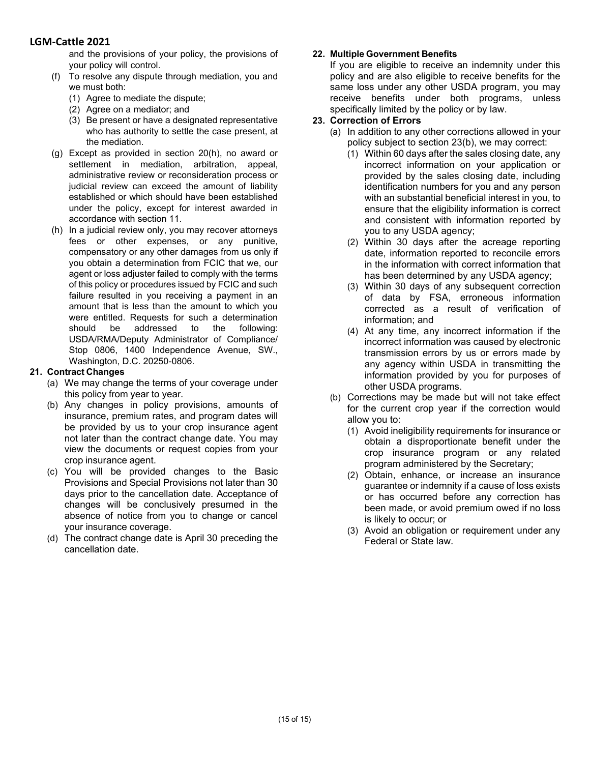and the provisions of your policy, the provisions of your policy will control.

(f) To resolve any dispute through mediation, you and we must both:

(1) Agree to mediate the dispute;

(2) Agree on a mediator; and

(3) Be present or have a designated representative who has authority to settle the case present, at the mediation.

(g) Except as provided in section 20(h), no award or settlement in mediation, arbitration, appeal, administrative review or reconsideration process or judicial review can exceed the amount of liability established or which should have been established under the policy, except for interest awarded in accordance with section 11.

(h) In a judicial review only, you may recover attorneys fees or other expenses, or any punitive, compensatory or any other damages from us only if you obtain a determination from FCIC that we, our agent or loss adjuster failed to comply with the terms of this policy or procedures issued by FCIC and such failure resulted in you receiving a payment in an amount that is less than the amount to which you were entitled. Requests for such a determination should be addressed to the following: USDA/RMA/Deputy Administrator of Compliance/ Stop 0806, 1400 Independence Avenue, SW., Washington, D.C. 20250-0806.

**21. Contract Changes**

(a) We may change the terms of your coverage under this policy from year to year.

(b) Any changes in policy provisions, amounts of insurance, premium rates, and program dates will be provided by us to your crop insurance agent not later than the contract change date. You may view the documents or request copies from your crop insurance agent.

(c) You will be provided changes to the Basic Provisions and Special Provisions not later than 30 days prior to the cancellation date. Acceptance of changes will be conclusively presumed in the absence of notice from you to change or cancel your insurance coverage.

(d) The contract change date is April 30 preceding the cancellation date.

**22. Multiple Government Benefits**

If you are eligible to receive an indemnity under this policy and are also eligible to receive benefits for the same loss under any other USDA program, you may receive benefits under both programs, unless specifically limited by the policy or by law.

**23. Correction of Errors**

(a) In addition to any other corrections allowed in your policy subject to section 23(b), we may correct:

(1) Within 60 days after the sales closing date, any incorrect information on your application or provided by the sales closing date, including identification numbers for you and any person with an substantial beneficial interest in you, to ensure that the eligibility information is correct and consistent with information reported by you to any USDA agency;

(2) Within 30 days after the acreage reporting date, information reported to reconcile errors in the information with correct information that has been determined by any USDA agency;

(3) Within 30 days of any subsequent correction of data by FSA, erroneous information corrected as a result of verification of information; and

(4) At any time, any incorrect information if the incorrect information was caused by electronic transmission errors by us or errors made by any agency within USDA in transmitting the information provided by you for purposes of other USDA programs.

(b) Corrections may be made but will not take effect for the current crop year if the correction would allow you to:

(1) Avoid ineligibility requirements for insurance or obtain a disproportionate benefit under the crop insurance program or any related program administered by the Secretary;

(2) Obtain, enhance, or increase an insurance guarantee or indemnity if a cause of loss exists or has occurred before any correction has been made, or avoid premium owed if no loss is likely to occur; or

(3) Avoid an obligation or requirement under any Federal or State law.